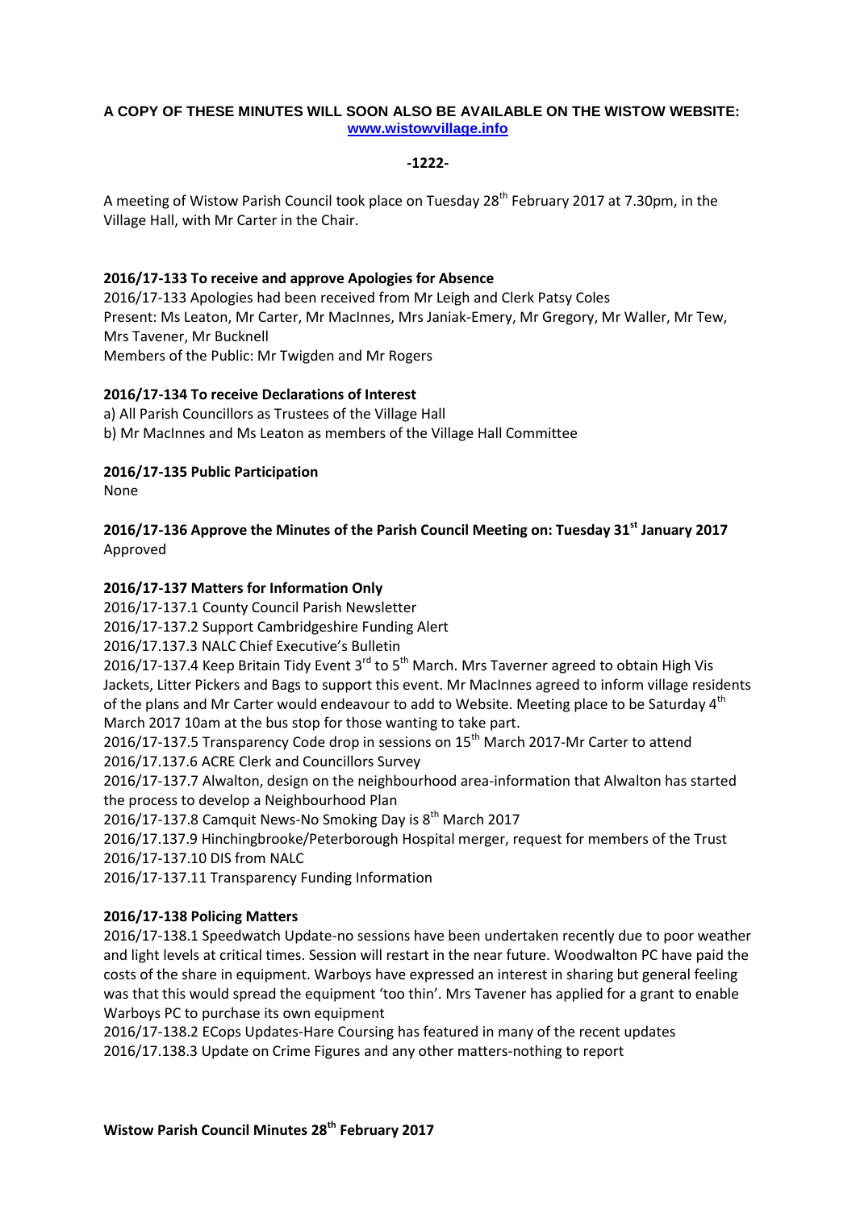**A COPY OF THESE MINUTES WILL SOON ALSO BE AVAILABLE ON THE WISTOW WEBSITE: www.wistowvillage.info**

**-1222-**

A meeting of Wistow Parish Council took place on Tuesday 28th February 2017 at 7.30pm, in the Village Hall, with Mr Carter in the Chair.

**2016/17-133 To receive and approve Apologies for Absence**

2016/17-133 Apologies had been received from Mr Leigh and Clerk Patsy Coles
Present: Ms Leaton, Mr Carter, Mr MacInnes, Mrs Janiak-Emery, Mr Gregory, Mr Waller, Mr Tew, Mrs Tavener, Mr Bucknell
Members of the Public: Mr Twigden and Mr Rogers

**2016/17-134 To receive Declarations of Interest**

a) All Parish Councillors as Trustees of the Village Hall
b) Mr MacInnes and Ms Leaton as members of the Village Hall Committee

**2016/17-135 Public Participation**

None

**2016/17-136 Approve the Minutes of the Parish Council Meeting on: Tuesday 31st January 2017**

Approved

**2016/17-137 Matters for Information Only**

2016/17-137.1 County Council Parish Newsletter
2016/17-137.2 Support Cambridgeshire Funding Alert
2016/17.137.3 NALC Chief Executive's Bulletin
2016/17-137.4 Keep Britain Tidy Event 3rd to 5th March. Mrs Taverner agreed to obtain High Vis Jackets, Litter Pickers and Bags to support this event. Mr MacInnes agreed to inform village residents of the plans and Mr Carter would endeavour to add to Website. Meeting place to be Saturday 4th March 2017 10am at the bus stop for those wanting to take part.
2016/17-137.5 Transparency Code drop in sessions on 15th March 2017-Mr Carter to attend
2016/17.137.6 ACRE Clerk and Councillors Survey
2016/17-137.7 Alwalton, design on the neighbourhood area-information that Alwalton has started the process to develop a Neighbourhood Plan
2016/17-137.8 Camquit News-No Smoking Day is 8th March 2017
2016/17.137.9 Hinchingbrooke/Peterborough Hospital merger, request for members of the Trust
2016/17-137.10 DIS from NALC
2016/17-137.11 Transparency Funding Information

**2016/17-138 Policing Matters**

2016/17-138.1 Speedwatch Update-no sessions have been undertaken recently due to poor weather and light levels at critical times. Session will restart in the near future. Woodwalton PC have paid the costs of the share in equipment. Warboys have expressed an interest in sharing but general feeling was that this would spread the equipment 'too thin'. Mrs Tavener has applied for a grant to enable Warboys PC to purchase its own equipment
2016/17-138.2 ECops Updates-Hare Coursing has featured in many of the recent updates
2016/17.138.3 Update on Crime Figures and any other matters-nothing to report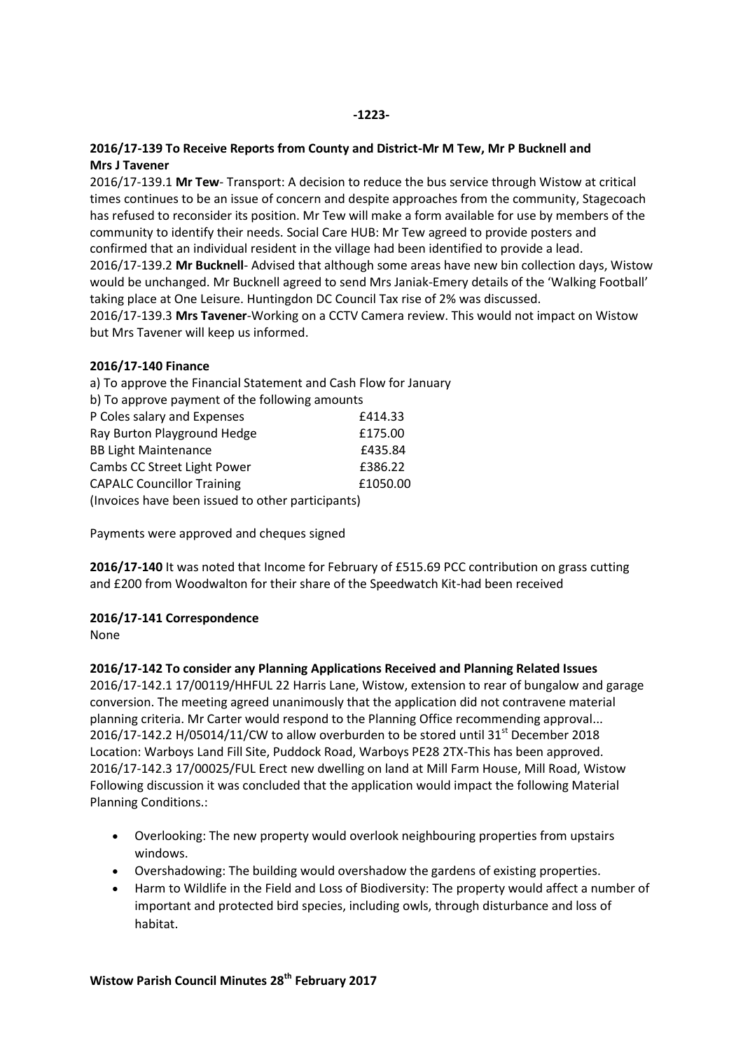**2016/17-139 To Receive Reports from County and District-Mr M Tew, Mr P Bucknell and Mrs J Tavener**

2016/17-139.1 **Mr Tew**- Transport: A decision to reduce the bus service through Wistow at critical times continues to be an issue of concern and despite approaches from the community, Stagecoach has refused to reconsider its position. Mr Tew will make a form available for use by members of the community to identify their needs. Social Care HUB: Mr Tew agreed to provide posters and confirmed that an individual resident in the village had been identified to provide a lead.

2016/17-139.2 **Mr Bucknell**- Advised that although some areas have new bin collection days, Wistow would be unchanged. Mr Bucknell agreed to send Mrs Janiak-Emery details of the 'Walking Football' taking place at One Leisure. Huntingdon DC Council Tax rise of 2% was discussed.

2016/17-139.3 **Mrs Tavener**-Working on a CCTV Camera review. This would not impact on Wistow but Mrs Tavener will keep us informed.

**2016/17-140 Finance**

a) To approve the Financial Statement and Cash Flow for January

b) To approve payment of the following amounts

| | |
|---|---|
| P Coles salary and Expenses | £414.33 |
| Ray Burton Playground Hedge | £175.00 |
| BB Light Maintenance | £435.84 |
| Cambs CC Street Light Power | £386.22 |
| CAPALC Councillor Training | £1050.00 |

(Invoices have been issued to other participants)

Payments were approved and cheques signed

**2016/17-140** It was noted that Income for February of £515.69 PCC contribution on grass cutting and £200 from Woodwalton for their share of the Speedwatch Kit-had been received

**2016/17-141 Correspondence**

None

**2016/17-142 To consider any Planning Applications Received and Planning Related Issues**

2016/17-142.1 17/00119/HHFUL 22 Harris Lane, Wistow, extension to rear of bungalow and garage conversion. The meeting agreed unanimously that the application did not contravene material planning criteria. Mr Carter would respond to the Planning Office recommending approval...

2016/17-142.2 H/05014/11/CW to allow overburden to be stored until 31st December 2018 Location: Warboys Land Fill Site, Puddock Road, Warboys PE28 2TX-This has been approved.

2016/17-142.3 17/00025/FUL Erect new dwelling on land at Mill Farm House, Mill Road, Wistow Following discussion it was concluded that the application would impact the following Material Planning Conditions.:

- Overlooking: The new property would overlook neighbouring properties from upstairs windows.
- Overshadowing: The building would overshadow the gardens of existing properties.
- Harm to Wildlife in the Field and Loss of Biodiversity: The property would affect a number of important and protected bird species, including owls, through disturbance and loss of habitat.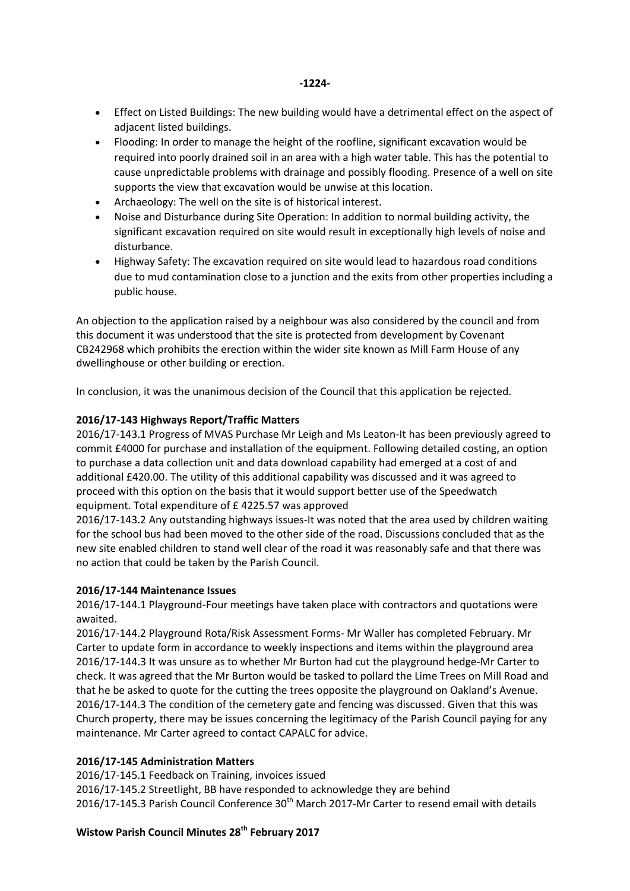- Effect on Listed Buildings: The new building would have a detrimental effect on the aspect of adjacent listed buildings.
- Flooding: In order to manage the height of the roofline, significant excavation would be required into poorly drained soil in an area with a high water table. This has the potential to cause unpredictable problems with drainage and possibly flooding. Presence of a well on site supports the view that excavation would be unwise at this location.
- Archaeology: The well on the site is of historical interest.
- Noise and Disturbance during Site Operation: In addition to normal building activity, the significant excavation required on site would result in exceptionally high levels of noise and disturbance.
- Highway Safety: The excavation required on site would lead to hazardous road conditions due to mud contamination close to a junction and the exits from other properties including a public house.

An objection to the application raised by a neighbour was also considered by the council and from this document it was understood that the site is protected from development by Covenant CB242968 which prohibits the erection within the wider site known as Mill Farm House of any dwellinghouse or other building or erection.

In conclusion, it was the unanimous decision of the Council that this application be rejected.

**2016/17-143 Highways Report/Traffic Matters**

2016/17-143.1 Progress of MVAS Purchase Mr Leigh and Ms Leaton-It has been previously agreed to commit £4000 for purchase and installation of the equipment. Following detailed costing, an option to purchase a data collection unit and data download capability had emerged at a cost of and additional £420.00. The utility of this additional capability was discussed and it was agreed to proceed with this option on the basis that it would support better use of the Speedwatch equipment. Total expenditure of £ 4225.57 was approved

2016/17-143.2 Any outstanding highways issues-It was noted that the area used by children waiting for the school bus had been moved to the other side of the road. Discussions concluded that as the new site enabled children to stand well clear of the road it was reasonably safe and that there was no action that could be taken by the Parish Council.

**2016/17-144 Maintenance Issues**

2016/17-144.1 Playground-Four meetings have taken place with contractors and quotations were awaited.

2016/17-144.2 Playground Rota/Risk Assessment Forms- Mr Waller has completed February. Mr Carter to update form in accordance to weekly inspections and items within the playground area

2016/17-144.3 It was unsure as to whether Mr Burton had cut the playground hedge-Mr Carter to check. It was agreed that the Mr Burton would be tasked to pollard the Lime Trees on Mill Road and that he be asked to quote for the cutting the trees opposite the playground on Oakland's Avenue.

2016/17-144.3 The condition of the cemetery gate and fencing was discussed. Given that this was Church property, there may be issues concerning the legitimacy of the Parish Council paying for any maintenance. Mr Carter agreed to contact CAPALC for advice.

**2016/17-145 Administration Matters**

2016/17-145.1 Feedback on Training, invoices issued

2016/17-145.2 Streetlight, BB have responded to acknowledge they are behind

2016/17-145.3 Parish Council Conference 30th March 2017-Mr Carter to resend email with details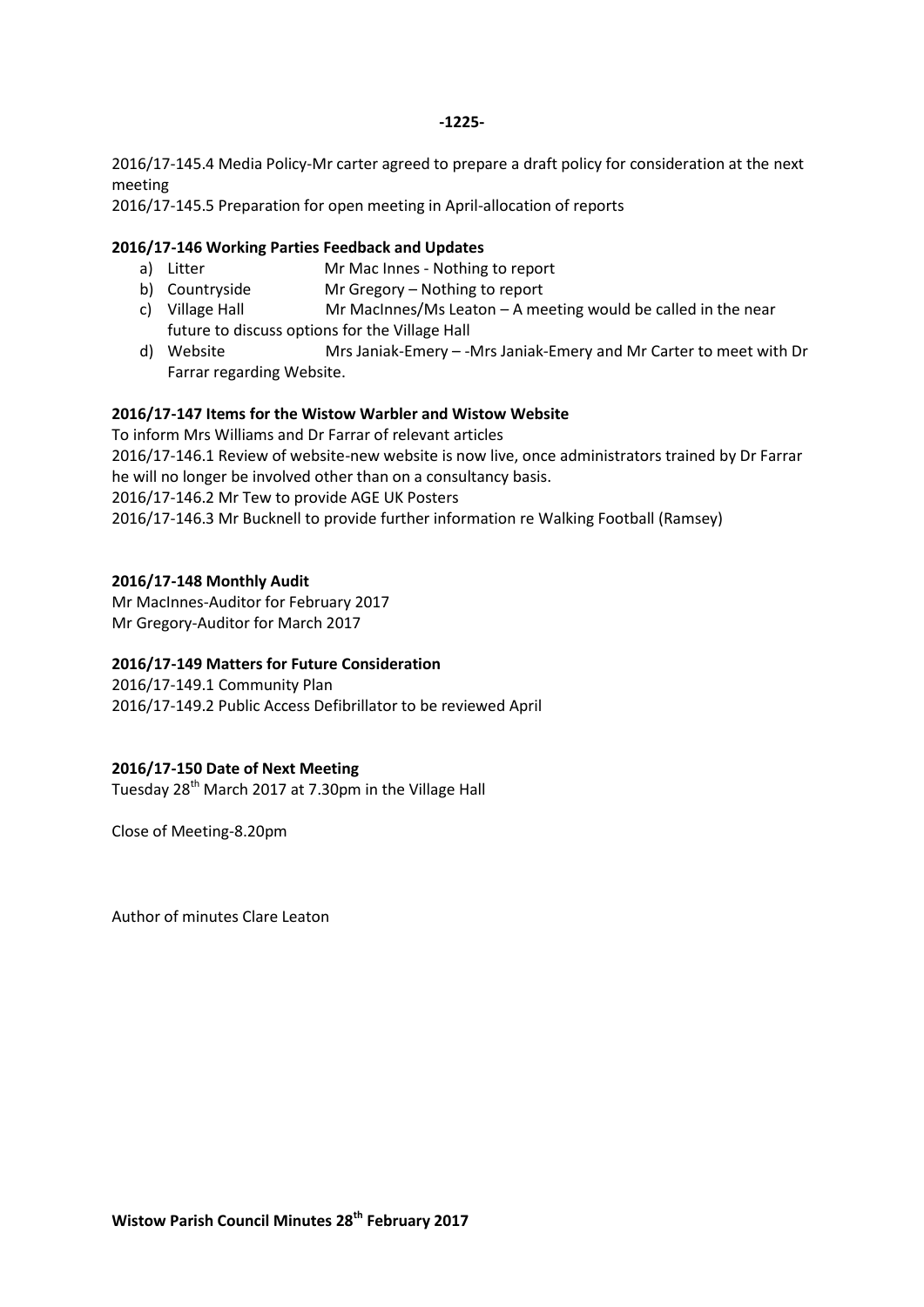2016/17-145.4 Media Policy-Mr carter agreed to prepare a draft policy for consideration at the next meeting

2016/17-145.5 Preparation for open meeting in April-allocation of reports

**2016/17-146 Working Parties Feedback and Updates**

a) Litter  Mr Mac Innes - Nothing to report
b) Countryside  Mr Gregory – Nothing to report
c) Village Hall  Mr MacInnes/Ms Leaton – A meeting would be called in the near future to discuss options for the Village Hall
d) Website  Mrs Janiak-Emery – -Mrs Janiak-Emery and Mr Carter to meet with Dr Farrar regarding Website.

**2016/17-147 Items for the Wistow Warbler and Wistow Website**

To inform Mrs Williams and Dr Farrar of relevant articles

2016/17-146.1 Review of website-new website is now live, once administrators trained by Dr Farrar he will no longer be involved other than on a consultancy basis.

2016/17-146.2 Mr Tew to provide AGE UK Posters

2016/17-146.3 Mr Bucknell to provide further information re Walking Football (Ramsey)

**2016/17-148 Monthly Audit**

Mr MacInnes-Auditor for February 2017
Mr Gregory-Auditor for March 2017

**2016/17-149 Matters for Future Consideration**

2016/17-149.1 Community Plan
2016/17-149.2 Public Access Defibrillator to be reviewed April

**2016/17-150 Date of Next Meeting**

Tuesday 28th March 2017 at 7.30pm in the Village Hall

Close of Meeting-8.20pm

Author of minutes Clare Leaton